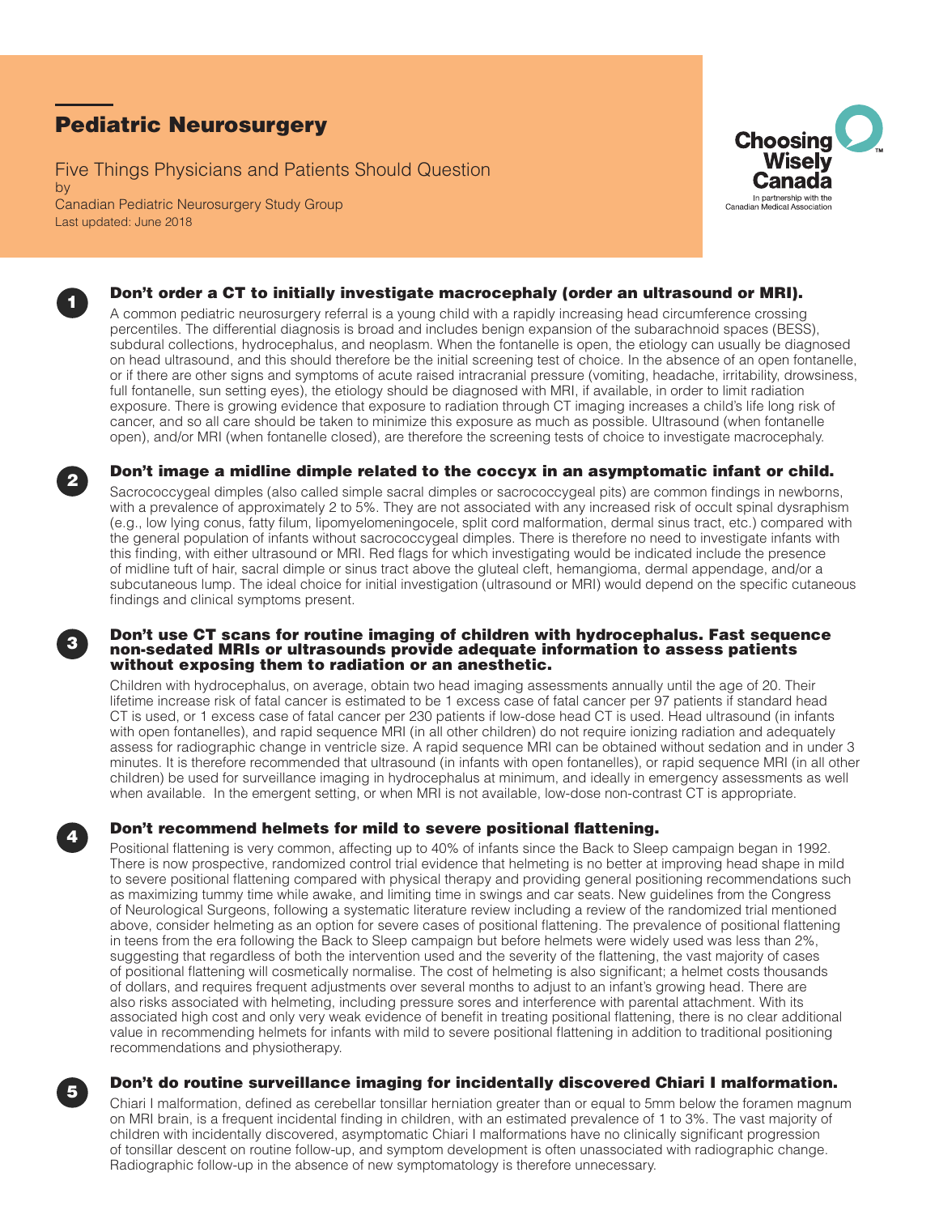# Pediatric Neurosurgery

Five Things Physicians and Patients Should Question
by
Canadian Pediatric Neurosurgery Study Group
Last updated: June 2018

Choosing Wisely Canada
In partnership with the Canadian Medical Association

## 1 Don't order a CT to initially investigate macrocephaly (order an ultrasound or MRI).

A common pediatric neurosurgery referral is a young child with a rapidly increasing head circumference crossing percentiles. The differential diagnosis is broad and includes benign expansion of the subarachnoid spaces (BESS), subdural collections, hydrocephalus, and neoplasm. When the fontanelle is open, the etiology can usually be diagnosed on head ultrasound, and this should therefore be the initial screening test of choice. In the absence of an open fontanelle, or if there are other signs and symptoms of acute raised intracranial pressure (vomiting, headache, irritability, drowsiness, full fontanelle, sun setting eyes), the etiology should be diagnosed with MRI, if available, in order to limit radiation exposure. There is growing evidence that exposure to radiation through CT imaging increases a child's life long risk of cancer, and so all care should be taken to minimize this exposure as much as possible. Ultrasound (when fontanelle open), and/or MRI (when fontanelle closed), are therefore the screening tests of choice to investigate macrocephaly.

## 2 Don't image a midline dimple related to the coccyx in an asymptomatic infant or child.

Sacrococcygeal dimples (also called simple sacral dimples or sacrococcygeal pits) are common findings in newborns, with a prevalence of approximately 2 to 5%. They are not associated with any increased risk of occult spinal dysraphism (e.g., low lying conus, fatty filum, lipomyelomeningocele, split cord malformation, dermal sinus tract, etc.) compared with the general population of infants without sacrococcygeal dimples. There is therefore no need to investigate infants with this finding, with either ultrasound or MRI. Red flags for which investigating would be indicated include the presence of midline tuft of hair, sacral dimple or sinus tract above the gluteal cleft, hemangioma, dermal appendage, and/or a subcutaneous lump. The ideal choice for initial investigation (ultrasound or MRI) would depend on the specific cutaneous findings and clinical symptoms present.

## 3 Don't use CT scans for routine imaging of children with hydrocephalus. Fast sequence non-sedated MRIs or ultrasounds provide adequate information to assess patients without exposing them to radiation or an anesthetic.

Children with hydrocephalus, on average, obtain two head imaging assessments annually until the age of 20. Their lifetime increase risk of fatal cancer is estimated to be 1 excess case of fatal cancer per 97 patients if standard head CT is used, or 1 excess case of fatal cancer per 230 patients if low-dose head CT is used. Head ultrasound (in infants with open fontanelles), and rapid sequence MRI (in all other children) do not require ionizing radiation and adequately assess for radiographic change in ventricle size. A rapid sequence MRI can be obtained without sedation and in under 3 minutes. It is therefore recommended that ultrasound (in infants with open fontanelles), or rapid sequence MRI (in all other children) be used for surveillance imaging in hydrocephalus at minimum, and ideally in emergency assessments as well when available. In the emergent setting, or when MRI is not available, low-dose non-contrast CT is appropriate.

## 4 Don't recommend helmets for mild to severe positional flattening.

Positional flattening is very common, affecting up to 40% of infants since the Back to Sleep campaign began in 1992. There is now prospective, randomized control trial evidence that helmeting is no better at improving head shape in mild to severe positional flattening compared with physical therapy and providing general positioning recommendations such as maximizing tummy time while awake, and limiting time in swings and car seats. New guidelines from the Congress of Neurological Surgeons, following a systematic literature review including a review of the randomized trial mentioned above, consider helmeting as an option for severe cases of positional flattening. The prevalence of positional flattening in teens from the era following the Back to Sleep campaign but before helmets were widely used was less than 2%, suggesting that regardless of both the intervention used and the severity of the flattening, the vast majority of cases of positional flattening will cosmetically normalise. The cost of helmeting is also significant; a helmet costs thousands of dollars, and requires frequent adjustments over several months to adjust to an infant's growing head. There are also risks associated with helmeting, including pressure sores and interference with parental attachment. With its associated high cost and only very weak evidence of benefit in treating positional flattening, there is no clear additional value in recommending helmets for infants with mild to severe positional flattening in addition to traditional positioning recommendations and physiotherapy.

## 5 Don't do routine surveillance imaging for incidentally discovered Chiari I malformation.

Chiari I malformation, defined as cerebellar tonsillar herniation greater than or equal to 5mm below the foramen magnum on MRI brain, is a frequent incidental finding in children, with an estimated prevalence of 1 to 3%. The vast majority of children with incidentally discovered, asymptomatic Chiari I malformations have no clinically significant progression of tonsillar descent on routine follow-up, and symptom development is often unassociated with radiographic change. Radiographic follow-up in the absence of new symptomatology is therefore unnecessary.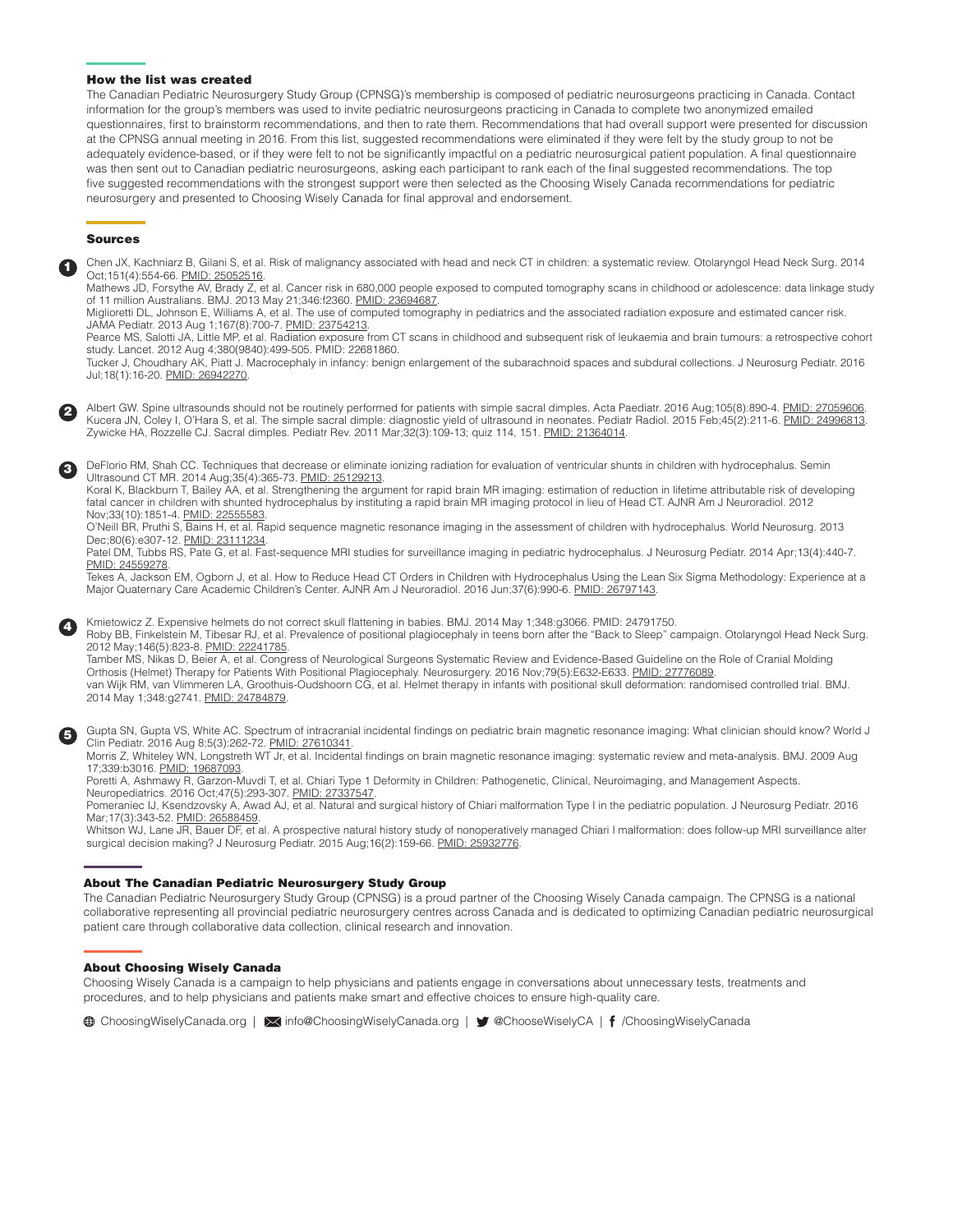## How the list was created

The Canadian Pediatric Neurosurgery Study Group (CPNSG)'s membership is composed of pediatric neurosurgeons practicing in Canada. Contact information for the group's members was used to invite pediatric neurosurgeons practicing in Canada to complete two anonymized emailed questionnaires, first to brainstorm recommendations, and then to rate them. Recommendations that had overall support were presented for discussion at the CPNSG annual meeting in 2016. From this list, suggested recommendations were eliminated if they were felt by the study group to not be adequately evidence-based, or if they were felt to not be significantly impactful on a pediatric neurosurgical patient population. A final questionnaire was then sent out to Canadian pediatric neurosurgeons, asking each participant to rank each of the final suggested recommendations. The top five suggested recommendations with the strongest support were then selected as the Choosing Wisely Canada recommendations for pediatric neurosurgery and presented to Choosing Wisely Canada for final approval and endorsement.

## Sources

**1**

Chen JX, Kachniarz B, Gilani S, et al. Risk of malignancy associated with head and neck CT in children: a systematic review. Otolaryngol Head Neck Surg. 2014 Oct;151(4):554-66. PMID: 25052516.

Mathews JD, Forsythe AV, Brady Z, et al. Cancer risk in 680,000 people exposed to computed tomography scans in childhood or adolescence: data linkage study of 11 million Australians. BMJ. 2013 May 21;346:f2360. PMID: 23694687.

Miglioretti DL, Johnson E, Williams A, et al. The use of computed tomography in pediatrics and the associated radiation exposure and estimated cancer risk. JAMA Pediatr. 2013 Aug 1;167(8):700-7. PMID: 23754213.

Pearce MS, Salotti JA, Little MP, et al. Radiation exposure from CT scans in childhood and subsequent risk of leukaemia and brain tumours: a retrospective cohort study. Lancet. 2012 Aug 4;380(9840):499-505. PMID: 22681860.

Tucker J, Choudhary AK, Piatt J. Macrocephaly in infancy: benign enlargement of the subarachnoid spaces and subdural collections. J Neurosurg Pediatr. 2016 Jul;18(1):16-20. PMID: 26942270.

**2**

Albert GW. Spine ultrasounds should not be routinely performed for patients with simple sacral dimples. Acta Paediatr. 2016 Aug;105(8):890-4. PMID: 27059606.

Kucera JN, Coley I, O'Hara S, et al. The simple sacral dimple: diagnostic yield of ultrasound in neonates. Pediatr Radiol. 2015 Feb;45(2):211-6. PMID: 24996813.

Zywicke HA, Rozzelle CJ. Sacral dimples. Pediatr Rev. 2011 Mar;32(3):109-13; quiz 114, 151. PMID: 21364014.

**3**

DeFlorio RM, Shah CC. Techniques that decrease or eliminate ionizing radiation for evaluation of ventricular shunts in children with hydrocephalus. Semin Ultrasound CT MR. 2014 Aug;35(4):365-73. PMID: 25129213.

Koral K, Blackburn T, Bailey AA, et al. Strengthening the argument for rapid brain MR imaging: estimation of reduction in lifetime attributable risk of developing fatal cancer in children with shunted hydrocephalus by instituting a rapid brain MR imaging protocol in lieu of Head CT. AJNR Am J Neuroradiol. 2012 Nov;33(10):1851-4. PMID: 22555583.

O'Neill BR, Pruthi S, Bains H, et al. Rapid sequence magnetic resonance imaging in the assessment of children with hydrocephalus. World Neurosurg. 2013 Dec;80(6):e307-12. PMID: 23111234.

Patel DM, Tubbs RS, Pate G, et al. Fast-sequence MRI studies for surveillance imaging in pediatric hydrocephalus. J Neurosurg Pediatr. 2014 Apr;13(4):440-7. PMID: 24559278.

Tekes A, Jackson EM, Ogborn J, et al. How to Reduce Head CT Orders in Children with Hydrocephalus Using the Lean Six Sigma Methodology: Experience at a Major Quaternary Care Academic Children's Center. AJNR Am J Neuroradiol. 2016 Jun;37(6):990-6. PMID: 26797143.

**4**

Kmietowicz Z. Expensive helmets do not correct skull flattening in babies. BMJ. 2014 May 1;348:g3066. PMID: 24791750.

Roby BB, Finkelstein M, Tibesar RJ, et al. Prevalence of positional plagiocephaly in teens born after the "Back to Sleep" campaign. Otolaryngol Head Neck Surg. 2012 May;146(5):823-8. PMID: 22241785.

Tamber MS, Nikas D, Beier A, et al. Congress of Neurological Surgeons Systematic Review and Evidence-Based Guideline on the Role of Cranial Molding Orthosis (Helmet) Therapy for Patients With Positional Plagiocephaly. Neurosurgery. 2016 Nov;79(5):E632-E633. PMID: 27776089.

van Wijk RM, van Vlimmeren LA, Groothuis-Oudshoorn CG, et al. Helmet therapy in infants with positional skull deformation: randomised controlled trial. BMJ. 2014 May 1;348:g2741. PMID: 24784879.

**5**

Gupta SN, Gupta VS, White AC. Spectrum of intracranial incidental findings on pediatric brain magnetic resonance imaging: What clinician should know? World J Clin Pediatr. 2016 Aug 8;5(3):262-72. PMID: 27610341.

Morris Z, Whiteley WN, Longstreth WT Jr, et al. Incidental findings on brain magnetic resonance imaging: systematic review and meta-analysis. BMJ. 2009 Aug 17;339:b3016. PMID: 19687093.

Poretti A, Ashmawy R, Garzon-Muvdi T, et al. Chiari Type 1 Deformity in Children: Pathogenetic, Clinical, Neuroimaging, and Management Aspects. Neuropediatrics. 2016 Oct;47(5):293-307. PMID: 27337547.

Pomeraniec IJ, Ksendzovsky A, Awad AJ, et al. Natural and surgical history of Chiari malformation Type I in the pediatric population. J Neurosurg Pediatr. 2016 Mar;17(3):343-52. PMID: 26588459.

Whitson WJ, Lane JR, Bauer DF, et al. A prospective natural history study of nonoperatively managed Chiari I malformation: does follow-up MRI surveillance alter surgical decision making? J Neurosurg Pediatr. 2015 Aug;16(2):159-66. PMID: 25932776.

## About The Canadian Pediatric Neurosurgery Study Group

The Canadian Pediatric Neurosurgery Study Group (CPNSG) is a proud partner of the Choosing Wisely Canada campaign. The CPNSG is a national collaborative representing all provincial pediatric neurosurgery centres across Canada and is dedicated to optimizing Canadian pediatric neurosurgical patient care through collaborative data collection, clinical research and innovation.

## About Choosing Wisely Canada

Choosing Wisely Canada is a campaign to help physicians and patients engage in conversations about unnecessary tests, treatments and procedures, and to help physicians and patients make smart and effective choices to ensure high-quality care.

ChoosingWiselyCanada.org | info@ChoosingWiselyCanada.org | @ChooseWiselyCA | /ChoosingWiselyCanada